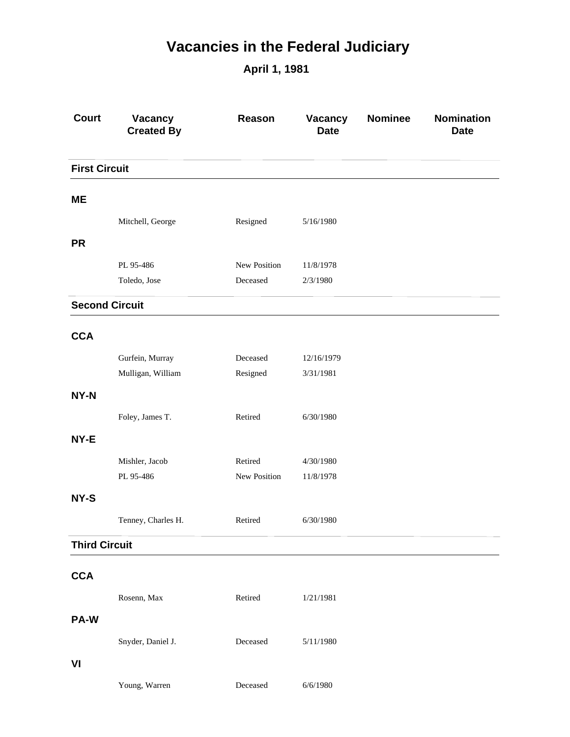# Vacancies in the Federal Judiciary

## April 1, 1981

| Court | Vacancy Created By | Reason | Vacancy Date | Nominee | Nomination Date |
|---|---|---|---|---|---|
| **First Circuit** | | | | | |
| **ME** | | | | | |
| | Mitchell, George | Resigned | 5/16/1980 | | |
| **PR** | | | | | |
| | PL 95-486 | New Position | 11/8/1978 | | |
| | Toledo, Jose | Deceased | 2/3/1980 | | |
| **Second Circuit** | | | | | |
| **CCA** | | | | | |
| | Gurfein, Murray | Deceased | 12/16/1979 | | |
| | Mulligan, William | Resigned | 3/31/1981 | | |
| **NY-N** | | | | | |
| | Foley, James T. | Retired | 6/30/1980 | | |
| **NY-E** | | | | | |
| | Mishler, Jacob | Retired | 4/30/1980 | | |
| | PL 95-486 | New Position | 11/8/1978 | | |
| **NY-S** | | | | | |
| | Tenney, Charles H. | Retired | 6/30/1980 | | |
| **Third Circuit** | | | | | |
| **CCA** | | | | | |
| | Rosenn, Max | Retired | 1/21/1981 | | |
| **PA-W** | | | | | |
| | Snyder, Daniel J. | Deceased | 5/11/1980 | | |
| **VI** | | | | | |
| | Young, Warren | Deceased | 6/6/1980 | | |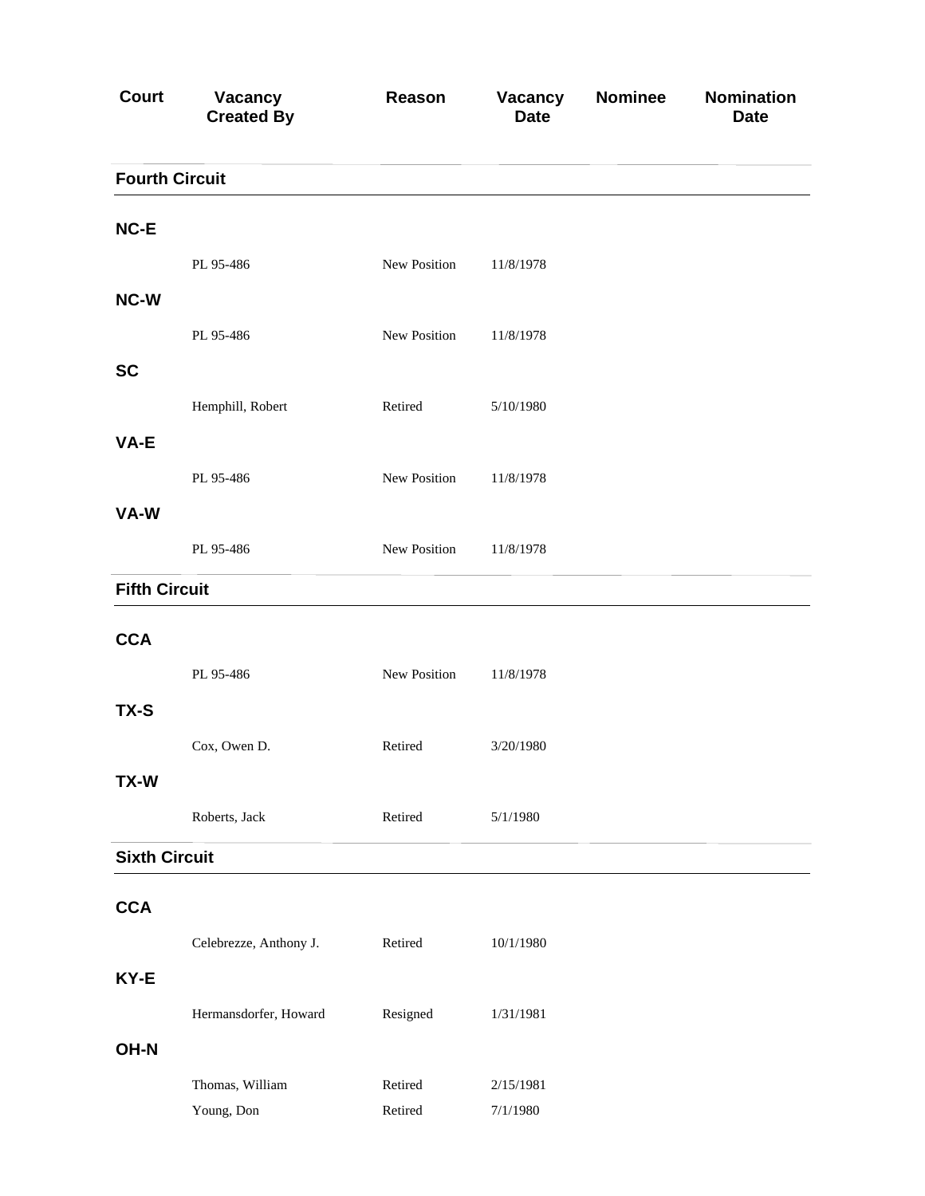| Court | Vacancy Created By | Reason | Vacancy Date | Nominee | Nomination Date |
|---|---|---|---|---|---|
| **Fourth Circuit** | | | | | |
| **NC-E** | | | | | |
| | PL 95-486 | New Position | 11/8/1978 | | |
| **NC-W** | | | | | |
| | PL 95-486 | New Position | 11/8/1978 | | |
| **SC** | | | | | |
| | Hemphill, Robert | Retired | 5/10/1980 | | |
| **VA-E** | | | | | |
| | PL 95-486 | New Position | 11/8/1978 | | |
| **VA-W** | | | | | |
| | PL 95-486 | New Position | 11/8/1978 | | |
| **Fifth Circuit** | | | | | |
| **CCA** | | | | | |
| | PL 95-486 | New Position | 11/8/1978 | | |
| **TX-S** | | | | | |
| | Cox, Owen D. | Retired | 3/20/1980 | | |
| **TX-W** | | | | | |
| | Roberts, Jack | Retired | 5/1/1980 | | |
| **Sixth Circuit** | | | | | |
| **CCA** | | | | | |
| | Celebrezze, Anthony J. | Retired | 10/1/1980 | | |
| **KY-E** | | | | | |
| | Hermansdorfer, Howard | Resigned | 1/31/1981 | | |
| **OH-N** | | | | | |
| | Thomas, William | Retired | 2/15/1981 | | |
| | Young, Don | Retired | 7/1/1980 | | |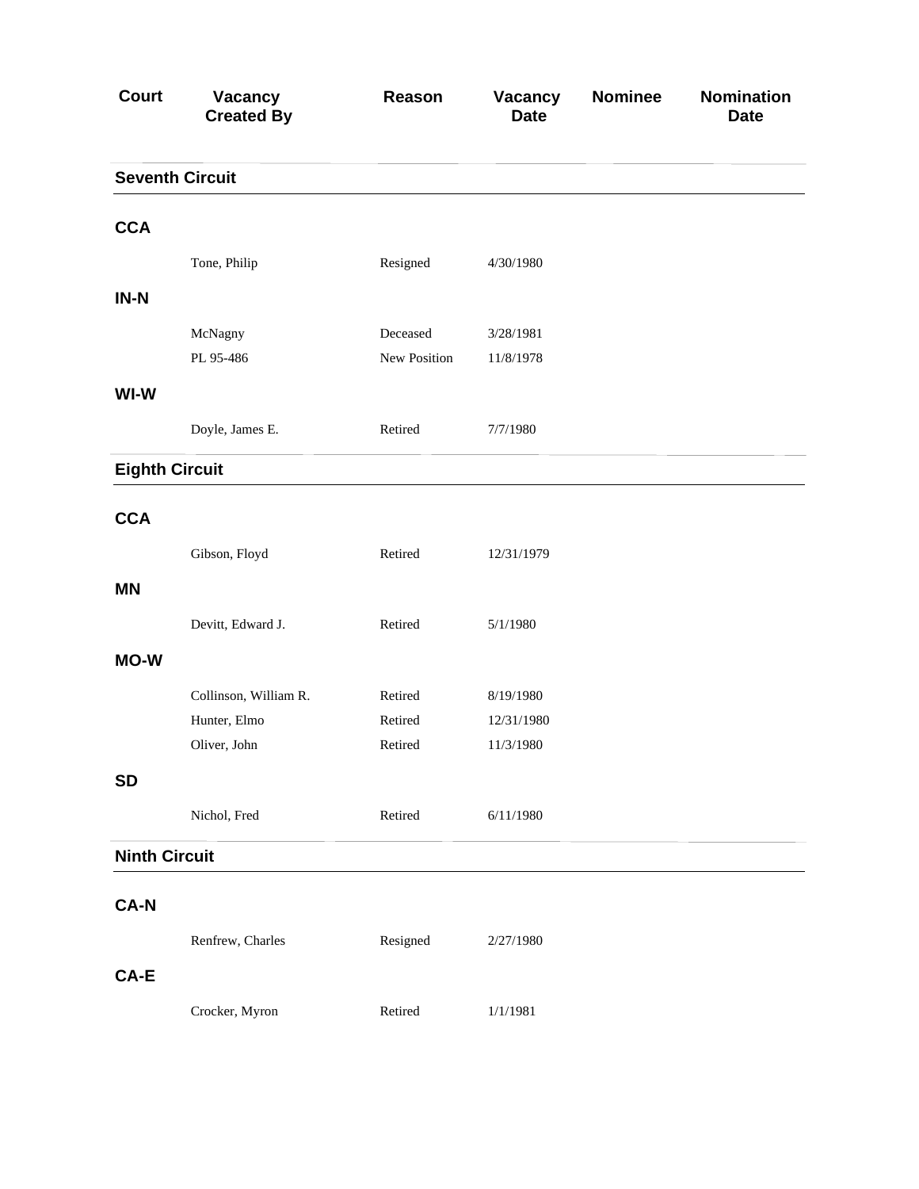| Court | Vacancy Created By | Reason | Vacancy Date | Nominee | Nomination Date |
|---|---|---|---|---|---|
| **Seventh Circuit** | | | | | |
| **CCA** | | | | | |
| | Tone, Philip | Resigned | 4/30/1980 | | |
| **IN-N** | | | | | |
| | McNagny | Deceased | 3/28/1981 | | |
| | PL 95-486 | New Position | 11/8/1978 | | |
| **WI-W** | | | | | |
| | Doyle, James E. | Retired | 7/7/1980 | | |
| **Eighth Circuit** | | | | | |
| **CCA** | | | | | |
| | Gibson, Floyd | Retired | 12/31/1979 | | |
| **MN** | | | | | |
| | Devitt, Edward J. | Retired | 5/1/1980 | | |
| **MO-W** | | | | | |
| | Collinson, William R. | Retired | 8/19/1980 | | |
| | Hunter, Elmo | Retired | 12/31/1980 | | |
| | Oliver, John | Retired | 11/3/1980 | | |
| **SD** | | | | | |
| | Nichol, Fred | Retired | 6/11/1980 | | |
| **Ninth Circuit** | | | | | |
| **CA-N** | | | | | |
| | Renfrew, Charles | Resigned | 2/27/1980 | | |
| **CA-E** | | | | | |
| | Crocker, Myron | Retired | 1/1/1981 | | |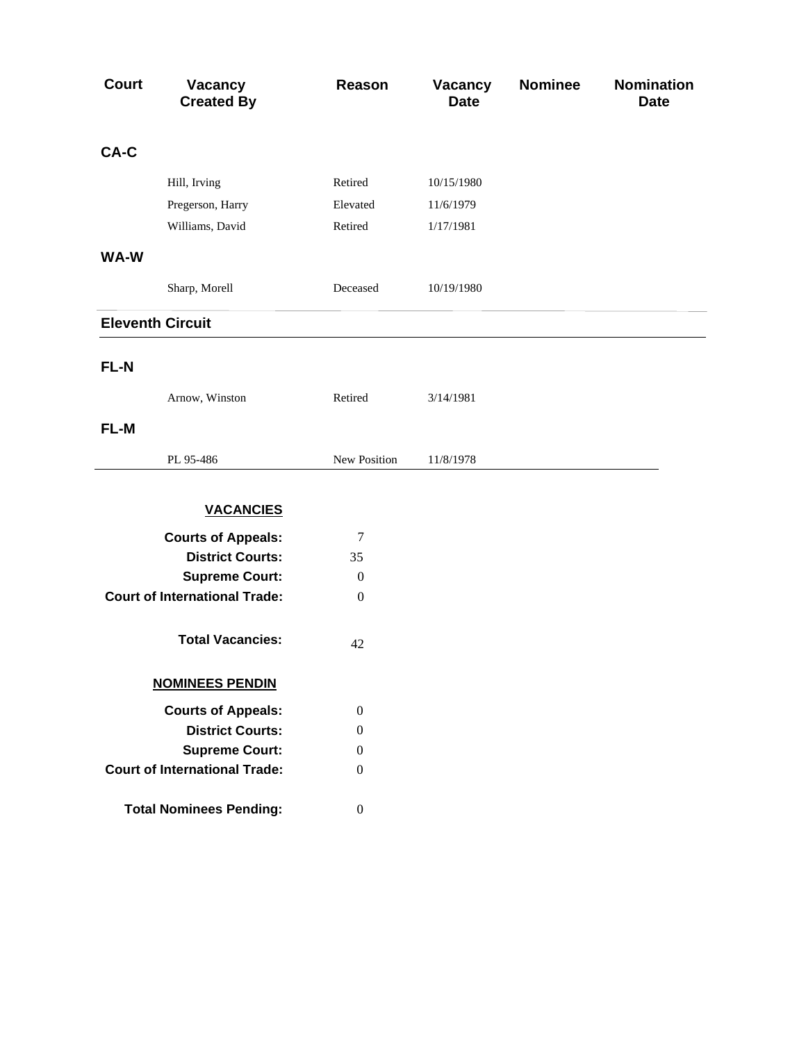| Court | Vacancy Created By | Reason | Vacancy Date | Nominee | Nomination Date |
|---|---|---|---|---|---|
| **CA-C** | | | | | |
| | Hill, Irving | Retired | 10/15/1980 | | |
| | Pregerson, Harry | Elevated | 11/6/1979 | | |
| | Williams, David | Retired | 1/17/1981 | | |
| **WA-W** | | | | | |
| | Sharp, Morell | Deceased | 10/19/1980 | | |

## Eleventh Circuit

| Court | Vacancy Created By | Reason | Vacancy Date | Nominee | Nomination Date |
|---|---|---|---|---|---|
| **FL-N** | | | | | |
| | Arnow, Winston | Retired | 3/14/1981 | | |
| **FL-M** | | | | | |
| | PL 95-486 | New Position | 11/8/1978 | | |

**VACANCIES**

| | |
|---|---|
| **Courts of Appeals:** | 7 |
| **District Courts:** | 35 |
| **Supreme Court:** | 0 |
| **Court of International Trade:** | 0 |
| **Total Vacancies:** | 42 |

**NOMINEES PENDIN**

| | |
|---|---|
| **Courts of Appeals:** | 0 |
| **District Courts:** | 0 |
| **Supreme Court:** | 0 |
| **Court of International Trade:** | 0 |
| **Total Nominees Pending:** | 0 |